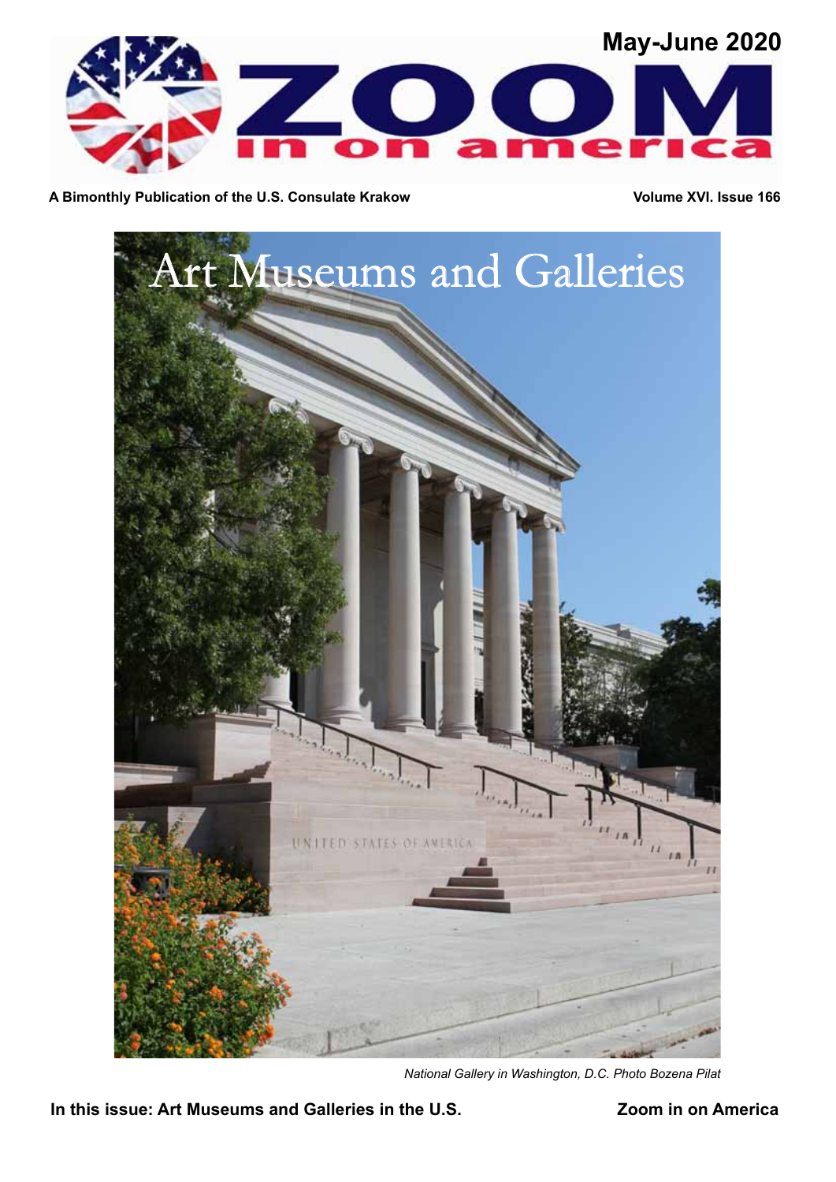# ZOOM in on america

**May-June 2020**

**A Bimonthly Publication of the U.S. Consulate Krakow** | **Volume XVI. Issue 166**

## Art Museums and Galleries

*National Gallery in Washington, D.C. Photo Bozena Pilat*

**In this issue: Art Museums and Galleries in the U.S.**

**Zoom in on America**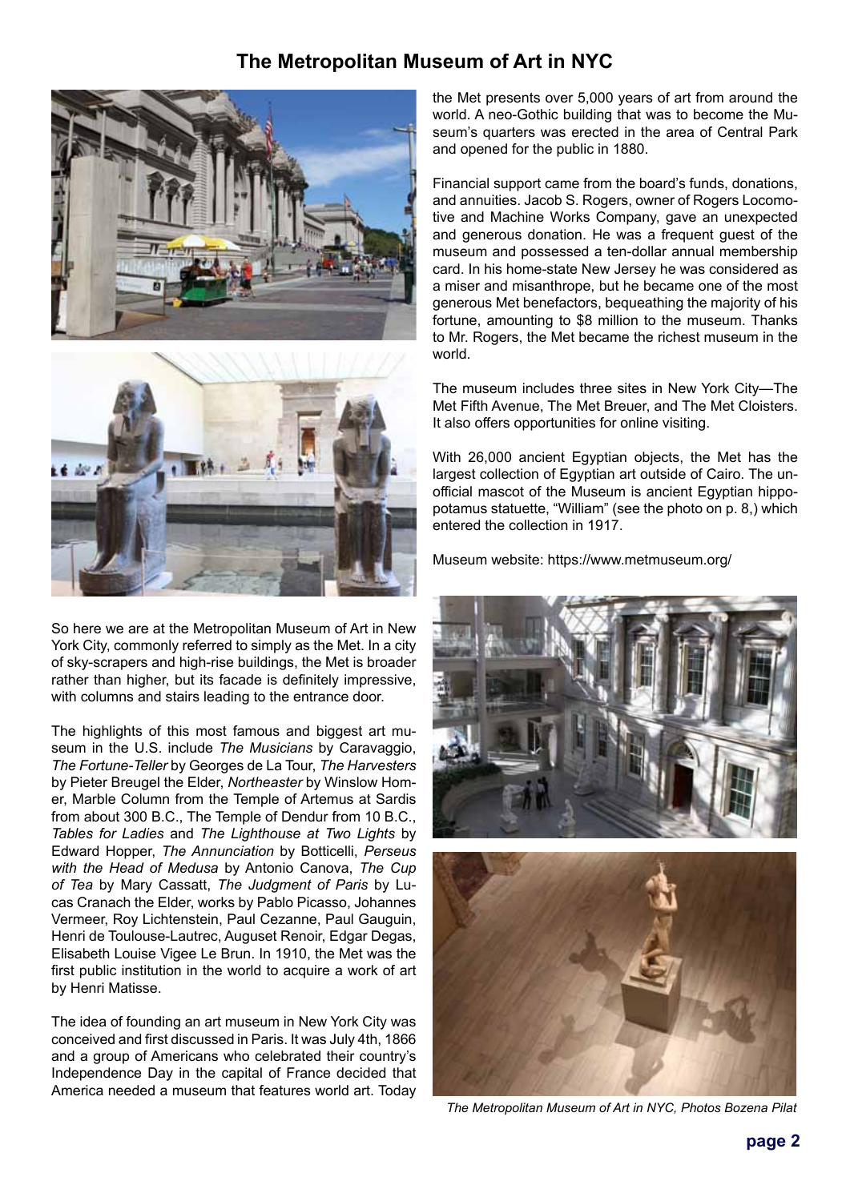# The Metropolitan Museum of Art in NYC

So here we are at the Metropolitan Museum of Art in New York City, commonly referred to simply as the Met. In a city of sky-scrapers and high-rise buildings, the Met is broader rather than higher, but its facade is definitely impressive, with columns and stairs leading to the entrance door.

The highlights of this most famous and biggest art museum in the U.S. include *The Musicians* by Caravaggio, *The Fortune-Teller* by Georges de La Tour, *The Harvesters* by Pieter Breugel the Elder, *Northeaster* by Winslow Homer, Marble Column from the Temple of Artemus at Sardis from about 300 B.C., The Temple of Dendur from 10 B.C., *Tables for Ladies* and *The Lighthouse at Two Lights* by Edward Hopper, *The Annunciation* by Botticelli, *Perseus with the Head of Medusa* by Antonio Canova, *The Cup of Tea* by Mary Cassatt, *The Judgment of Paris* by Lucas Cranach the Elder, works by Pablo Picasso, Johannes Vermeer, Roy Lichtenstein, Paul Cezanne, Paul Gauguin, Henri de Toulouse-Lautrec, Auguset Renoir, Edgar Degas, Elisabeth Louise Vigee Le Brun. In 1910, the Met was the first public institution in the world to acquire a work of art by Henri Matisse.

The idea of founding an art museum in New York City was conceived and first discussed in Paris. It was July 4th, 1866 and a group of Americans who celebrated their country's Independence Day in the capital of France decided that America needed a museum that features world art. Today the Met presents over 5,000 years of art from around the world. A neo-Gothic building that was to become the Museum's quarters was erected in the area of Central Park and opened for the public in 1880.

Financial support came from the board's funds, donations, and annuities. Jacob S. Rogers, owner of Rogers Locomotive and Machine Works Company, gave an unexpected and generous donation. He was a frequent guest of the museum and possessed a ten-dollar annual membership card. In his home-state New Jersey he was considered as a miser and misanthrope, but he became one of the most generous Met benefactors, bequeathing the majority of his fortune, amounting to $8 million to the museum. Thanks to Mr. Rogers, the Met became the richest museum in the world.

The museum includes three sites in New York City—The Met Fifth Avenue, The Met Breuer, and The Met Cloisters. It also offers opportunities for online visiting.

With 26,000 ancient Egyptian objects, the Met has the largest collection of Egyptian art outside of Cairo. The unofficial mascot of the Museum is ancient Egyptian hippopotamus statuette, "William" (see the photo on p. 8,) which entered the collection in 1917.

Museum website: https://www.metmuseum.org/

*The Metropolitan Museum of Art in NYC, Photos Bozena Pilat*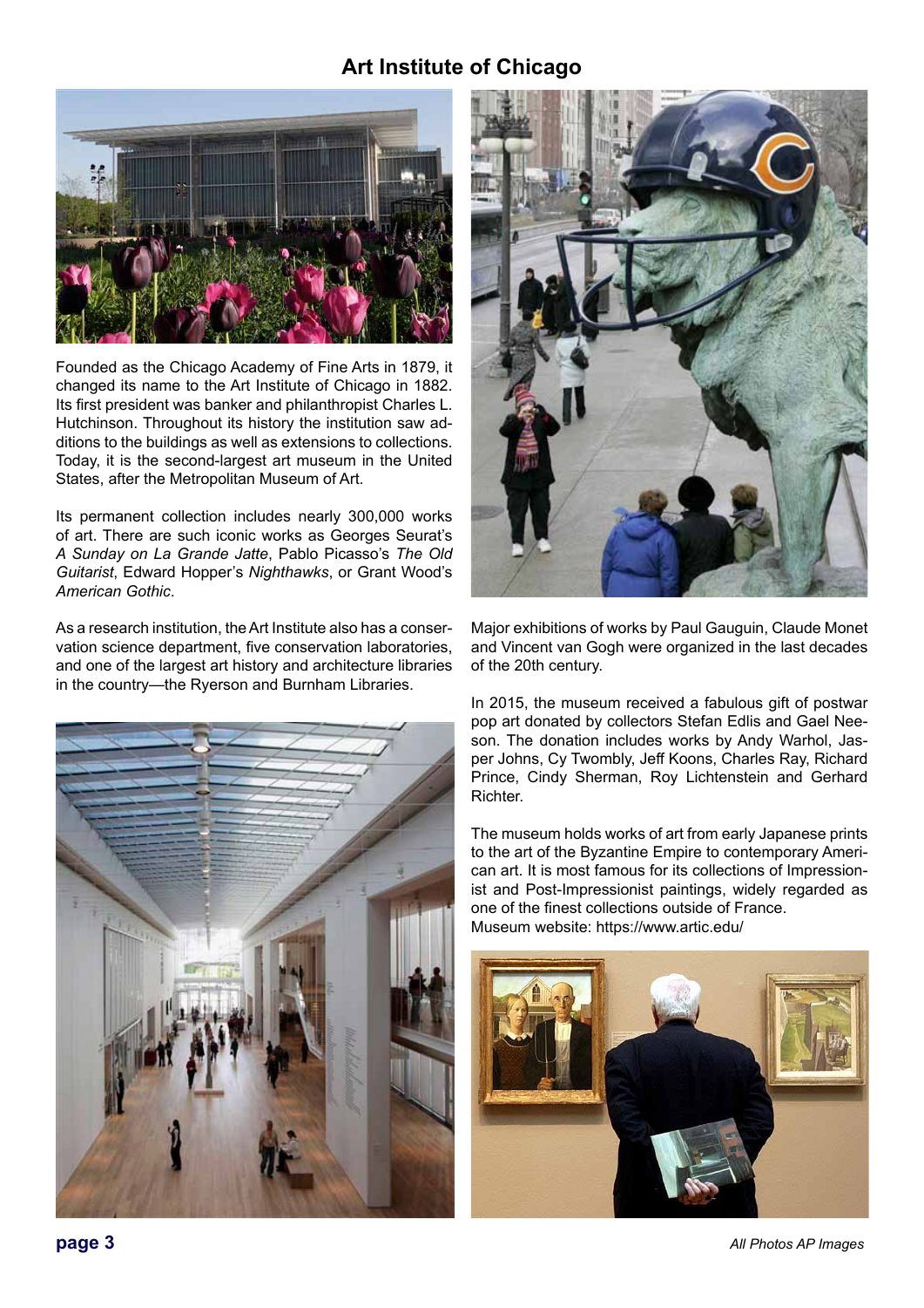# Art Institute of Chicago

Founded as the Chicago Academy of Fine Arts in 1879, it changed its name to the Art Institute of Chicago in 1882. Its first president was banker and philanthropist Charles L. Hutchinson. Throughout its history the institution saw additions to the buildings as well as extensions to collections. Today, it is the second-largest art museum in the United States, after the Metropolitan Museum of Art.

Its permanent collection includes nearly 300,000 works of art. There are such iconic works as Georges Seurat's *A Sunday on La Grande Jatte*, Pablo Picasso's *The Old Guitarist*, Edward Hopper's *Nighthawks*, or Grant Wood's *American Gothic*.

As a research institution, the Art Institute also has a conservation science department, five conservation laboratories, and one of the largest art history and architecture libraries in the country—the Ryerson and Burnham Libraries.

Major exhibitions of works by Paul Gauguin, Claude Monet and Vincent van Gogh were organized in the last decades of the 20th century.

In 2015, the museum received a fabulous gift of postwar pop art donated by collectors Stefan Edlis and Gael Neeson. The donation includes works by Andy Warhol, Jasper Johns, Cy Twombly, Jeff Koons, Charles Ray, Richard Prince, Cindy Sherman, Roy Lichtenstein and Gerhard Richter.

The museum holds works of art from early Japanese prints to the art of the Byzantine Empire to contemporary American art. It is most famous for its collections of Impressionist and Post-Impressionist paintings, widely regarded as one of the finest collections outside of France.
Museum website: https://www.artic.edu/

*All Photos AP Images*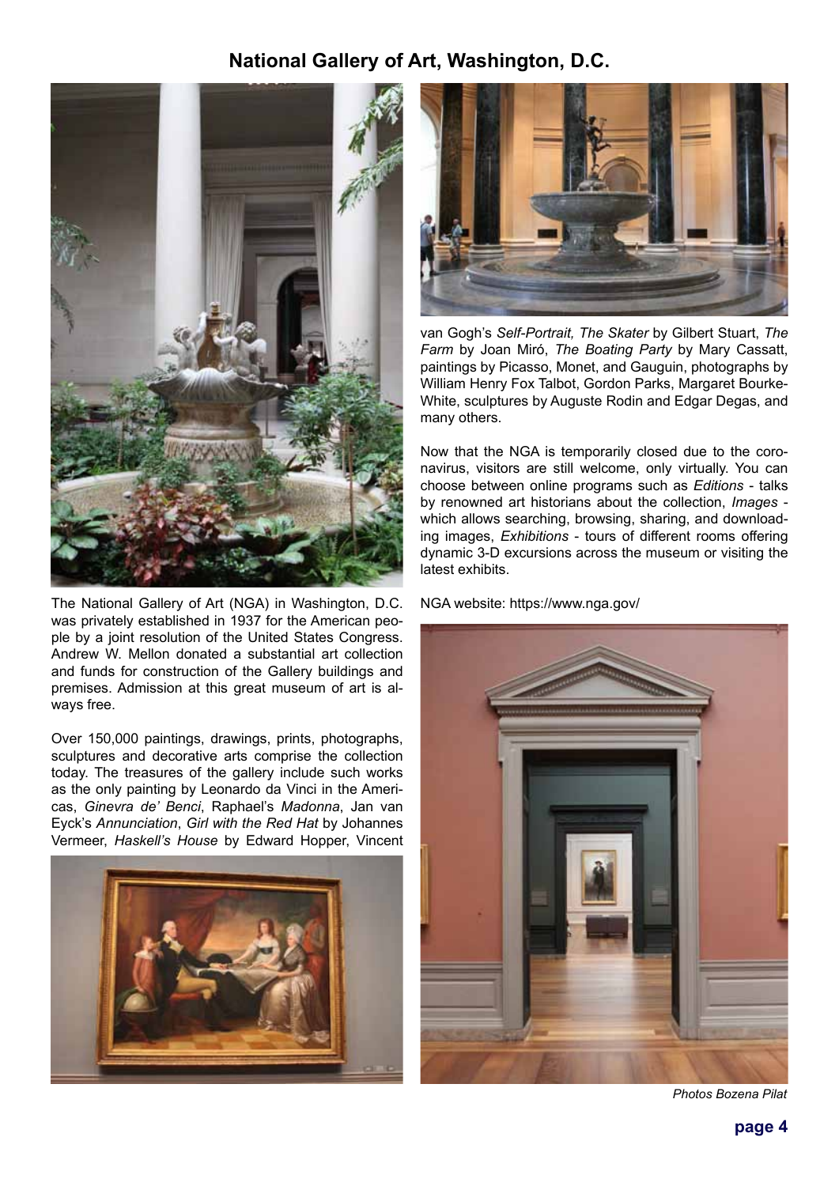# National Gallery of Art, Washington, D.C.

The National Gallery of Art (NGA) in Washington, D.C. was privately established in 1937 for the American people by a joint resolution of the United States Congress. Andrew W. Mellon donated a substantial art collection and funds for construction of the Gallery buildings and premises. Admission at this great museum of art is always free.

Over 150,000 paintings, drawings, prints, photographs, sculptures and decorative arts comprise the collection today. The treasures of the gallery include such works as the only painting by Leonardo da Vinci in the Americas, *Ginevra de' Benci*, Raphael's *Madonna*, Jan van Eyck's *Annunciation*, *Girl with the Red Hat* by Johannes Vermeer, *Haskell's House* by Edward Hopper, Vincent van Gogh's *Self-Portrait, The Skater* by Gilbert Stuart, *The Farm* by Joan Miró, *The Boating Party* by Mary Cassatt, paintings by Picasso, Monet, and Gauguin, photographs by William Henry Fox Talbot, Gordon Parks, Margaret Bourke-White, sculptures by Auguste Rodin and Edgar Degas, and many others.

Now that the NGA is temporarily closed due to the coronavirus, visitors are still welcome, only virtually. You can choose between online programs such as *Editions* - talks by renowned art historians about the collection, *Images* - which allows searching, browsing, sharing, and downloading images, *Exhibitions* - tours of different rooms offering dynamic 3-D excursions across the museum or visiting the latest exhibits.

NGA website: https://www.nga.gov/

*Photos Bozena Pilat*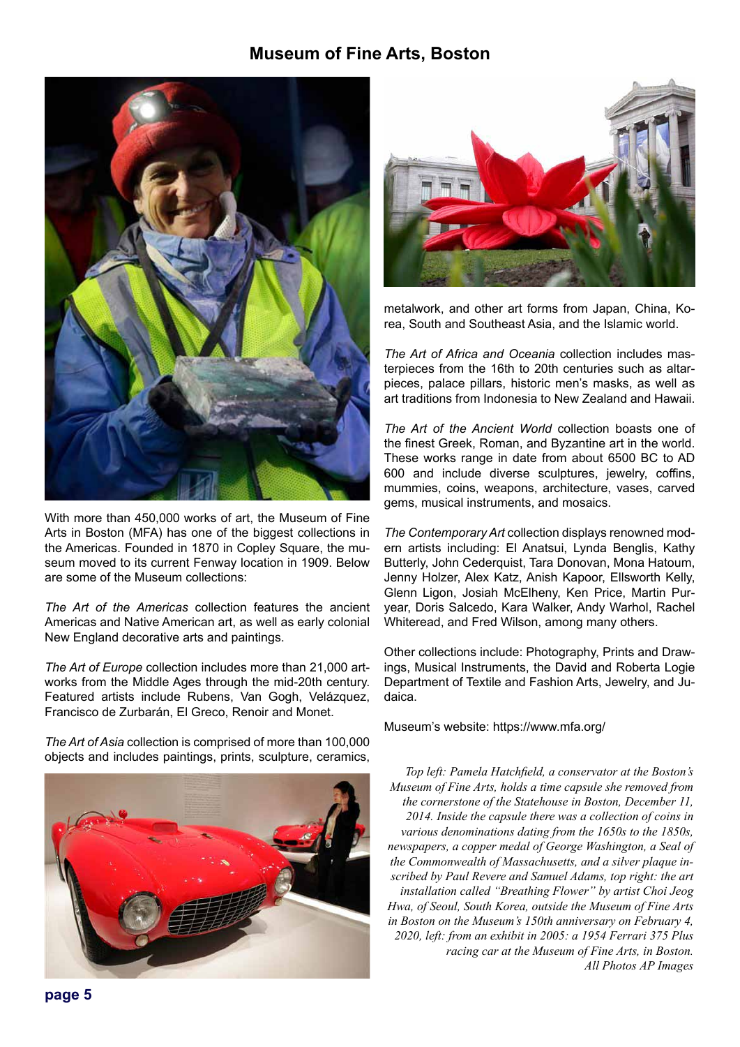# Museum of Fine Arts, Boston

With more than 450,000 works of art, the Museum of Fine Arts in Boston (MFA) has one of the biggest collections in the Americas. Founded in 1870 in Copley Square, the museum moved to its current Fenway location in 1909. Below are some of the Museum collections:

*The Art of the Americas* collection features the ancient Americas and Native American art, as well as early colonial New England decorative arts and paintings.

*The Art of Europe* collection includes more than 21,000 artworks from the Middle Ages through the mid-20th century. Featured artists include Rubens, Van Gogh, Velázquez, Francisco de Zurbarán, El Greco, Renoir and Monet.

*The Art of Asia* collection is comprised of more than 100,000 objects and includes paintings, prints, sculpture, ceramics, metalwork, and other art forms from Japan, China, Korea, South and Southeast Asia, and the Islamic world.

*The Art of Africa and Oceania* collection includes masterpieces from the 16th to 20th centuries such as altarpieces, palace pillars, historic men's masks, as well as art traditions from Indonesia to New Zealand and Hawaii.

*The Art of the Ancient World* collection boasts one of the finest Greek, Roman, and Byzantine art in the world. These works range in date from about 6500 BC to AD 600 and include diverse sculptures, jewelry, coffins, mummies, coins, weapons, architecture, vases, carved gems, musical instruments, and mosaics.

*The Contemporary Art* collection displays renowned modern artists including: El Anatsui, Lynda Benglis, Kathy Butterly, John Cederquist, Tara Donovan, Mona Hatoum, Jenny Holzer, Alex Katz, Anish Kapoor, Ellsworth Kelly, Glenn Ligon, Josiah McElheny, Ken Price, Martin Puryear, Doris Salcedo, Kara Walker, Andy Warhol, Rachel Whiteread, and Fred Wilson, among many others.

Other collections include: Photography, Prints and Drawings, Musical Instruments, the David and Roberta Logie Department of Textile and Fashion Arts, Jewelry, and Judaica.

Museum's website: https://www.mfa.org/

*Top left: Pamela Hatchfield, a conservator at the Boston's Museum of Fine Arts, holds a time capsule she removed from the cornerstone of the Statehouse in Boston, December 11, 2014. Inside the capsule there was a collection of coins in various denominations dating from the 1650s to the 1850s, newspapers, a copper medal of George Washington, a Seal of the Commonwealth of Massachusetts, and a silver plaque inscribed by Paul Revere and Samuel Adams, top right: the art installation called "Breathing Flower" by artist Choi Jeog Hwa, of Seoul, South Korea, outside the Museum of Fine Arts in Boston on the Museum's 150th anniversary on February 4, 2020, left: from an exhibit in 2005: a 1954 Ferrari 375 Plus racing car at the Museum of Fine Arts, in Boston.*
*All Photos AP Images*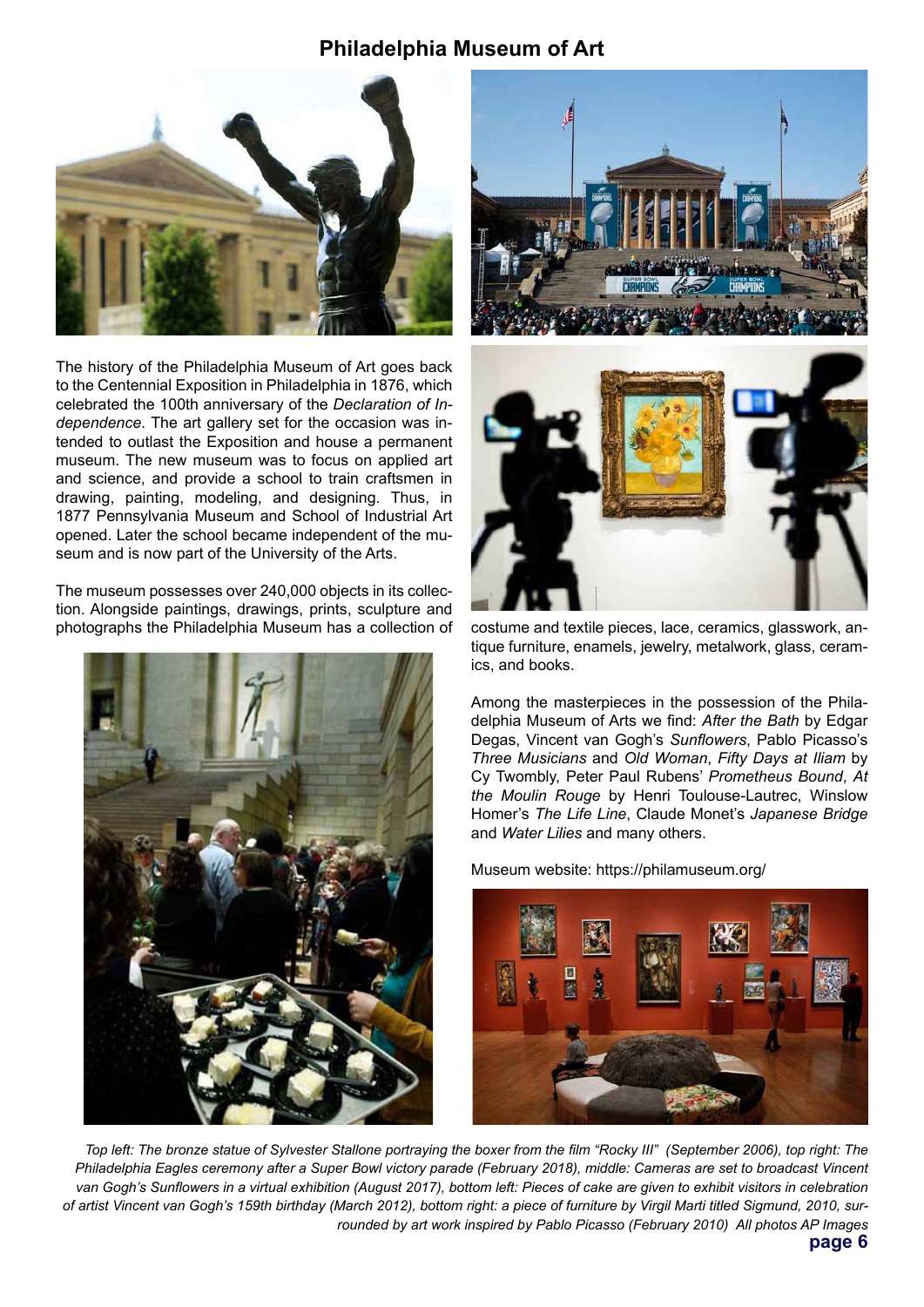# Philadelphia Museum of Art

The history of the Philadelphia Museum of Art goes back to the Centennial Exposition in Philadelphia in 1876, which celebrated the 100th anniversary of the *Declaration of Independence*. The art gallery set for the occasion was intended to outlast the Exposition and house a permanent museum. The new museum was to focus on applied art and science, and provide a school to train craftsmen in drawing, painting, modeling, and designing. Thus, in 1877 Pennsylvania Museum and School of Industrial Art opened. Later the school became independent of the museum and is now part of the University of the Arts.

The museum possesses over 240,000 objects in its collection. Alongside paintings, drawings, prints, sculpture and photographs the Philadelphia Museum has a collection of costume and textile pieces, lace, ceramics, glasswork, antique furniture, enamels, jewelry, metalwork, glass, ceramics, and books.

Among the masterpieces in the possession of the Philadelphia Museum of Arts we find: *After the Bath* by Edgar Degas, Vincent van Gogh's *Sunflowers*, Pablo Picasso's *Three Musicians* and *Old Woman*, *Fifty Days at Iliam* by Cy Twombly, Peter Paul Rubens' *Prometheus Bound*, *At the Moulin Rouge* by Henri Toulouse-Lautrec, Winslow Homer's *The Life Line*, Claude Monet's *Japanese Bridge* and *Water Lilies* and many others.

Museum website: https://philamuseum.org/

*Top left: The bronze statue of Sylvester Stallone portraying the boxer from the film "Rocky III" (September 2006), top right: The Philadelphia Eagles ceremony after a Super Bowl victory parade (February 2018), middle: Cameras are set to broadcast Vincent van Gogh's Sunflowers in a virtual exhibition (August 2017), bottom left: Pieces of cake are given to exhibit visitors in celebration of artist Vincent van Gogh's 159th birthday (March 2012), bottom right: a piece of furniture by Virgil Marti titled Sigmund, 2010, surrounded by art work inspired by Pablo Picasso (February 2010) All photos AP Images*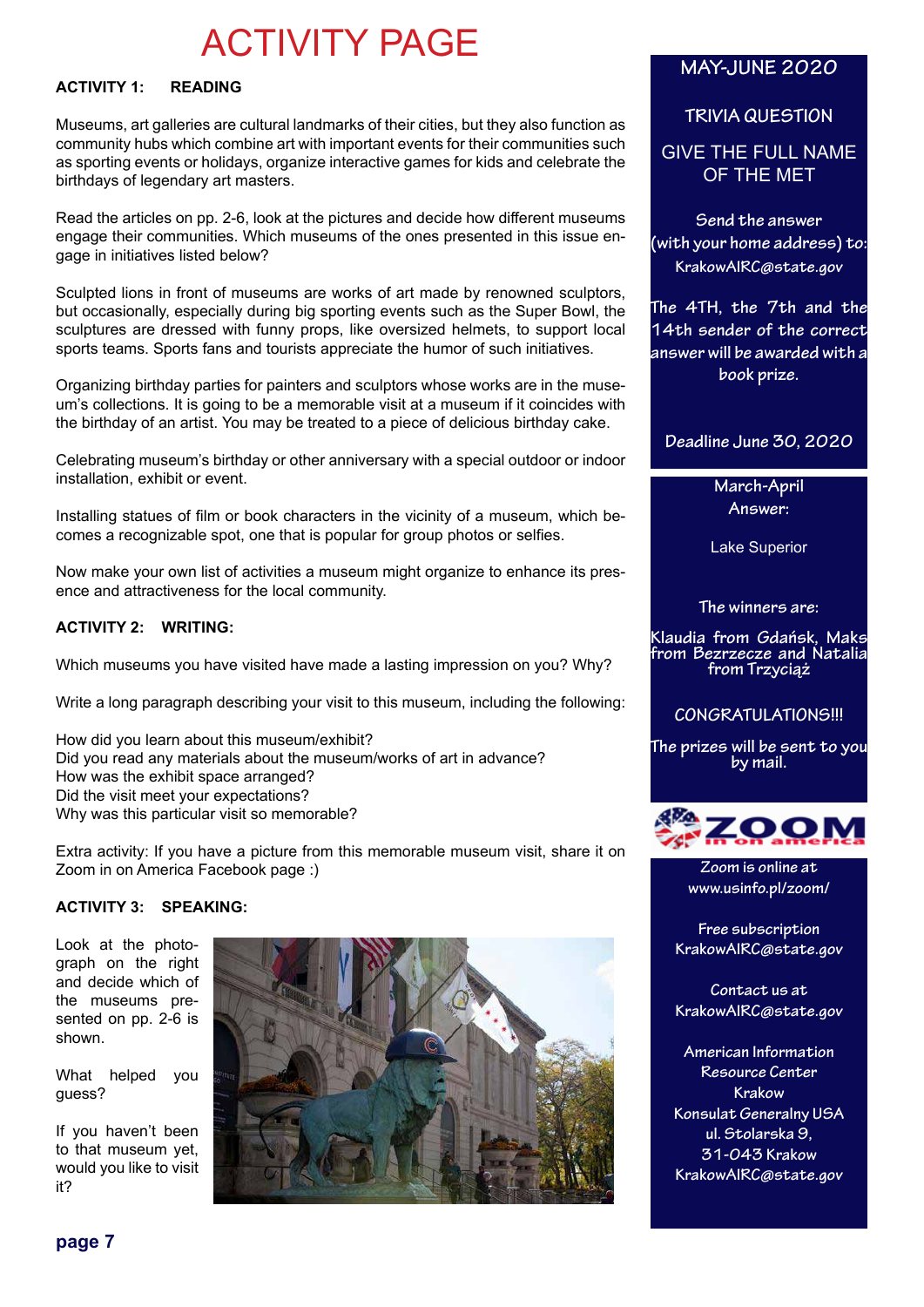# ACTIVITY PAGE

**ACTIVITY 1: READING**

Museums, art galleries are cultural landmarks of their cities, but they also function as community hubs which combine art with important events for their communities such as sporting events or holidays, organize interactive games for kids and celebrate the birthdays of legendary art masters.

Read the articles on pp. 2-6, look at the pictures and decide how different museums engage their communities. Which museums of the ones presented in this issue engage in initiatives listed below?

Sculpted lions in front of museums are works of art made by renowned sculptors, but occasionally, especially during big sporting events such as the Super Bowl, the sculptures are dressed with funny props, like oversized helmets, to support local sports teams. Sports fans and tourists appreciate the humor of such initiatives.

Organizing birthday parties for painters and sculptors whose works are in the museum's collections. It is going to be a memorable visit at a museum if it coincides with the birthday of an artist. You may be treated to a piece of delicious birthday cake.

Celebrating museum's birthday or other anniversary with a special outdoor or indoor installation, exhibit or event.

Installing statues of film or book characters in the vicinity of a museum, which becomes a recognizable spot, one that is popular for group photos or selfies.

Now make your own list of activities a museum might organize to enhance its presence and attractiveness for the local community.

**ACTIVITY 2: WRITING:**

Which museums you have visited have made a lasting impression on you? Why?

Write a long paragraph describing your visit to this museum, including the following:

How did you learn about this museum/exhibit?
Did you read any materials about the museum/works of art in advance?
How was the exhibit space arranged?
Did the visit meet your expectations?
Why was this particular visit so memorable?

Extra activity: If you have a picture from this memorable museum visit, share it on Zoom in on America Facebook page :)

**ACTIVITY 3: SPEAKING:**

Look at the photograph on the right and decide which of the museums presented on pp. 2-6 is shown.

What helped you guess?

If you haven't been to that museum yet, would you like to visit it?

MAY-JUNE 2020

TRIVIA QUESTION

GIVE THE FULL NAME OF THE MET

Send the answer (with your home address) to: KrakowAIRC@state.gov

The 4TH, the 7th and the 14th sender of the correct answer will be awarded with a book prize.

Deadline June 30, 2020

March-April Answer:

Lake Superior

The winners are:

Klaudia from Gdańsk, Maks from Bezrzecze and Natalia from Trzyciąż

CONGRATULATIONS!!!

The prizes will be sent to you by mail.

ZOOM in on america

Zoom is online at www.usinfo.pl/zoom/

Free subscription KrakowAIRC@state.gov

Contact us at KrakowAIRC@state.gov

American Information Resource Center Krakow
Konsulat Generalny USA
ul. Stolarska 9,
31-043 Krakow
KrakowAIRC@state.gov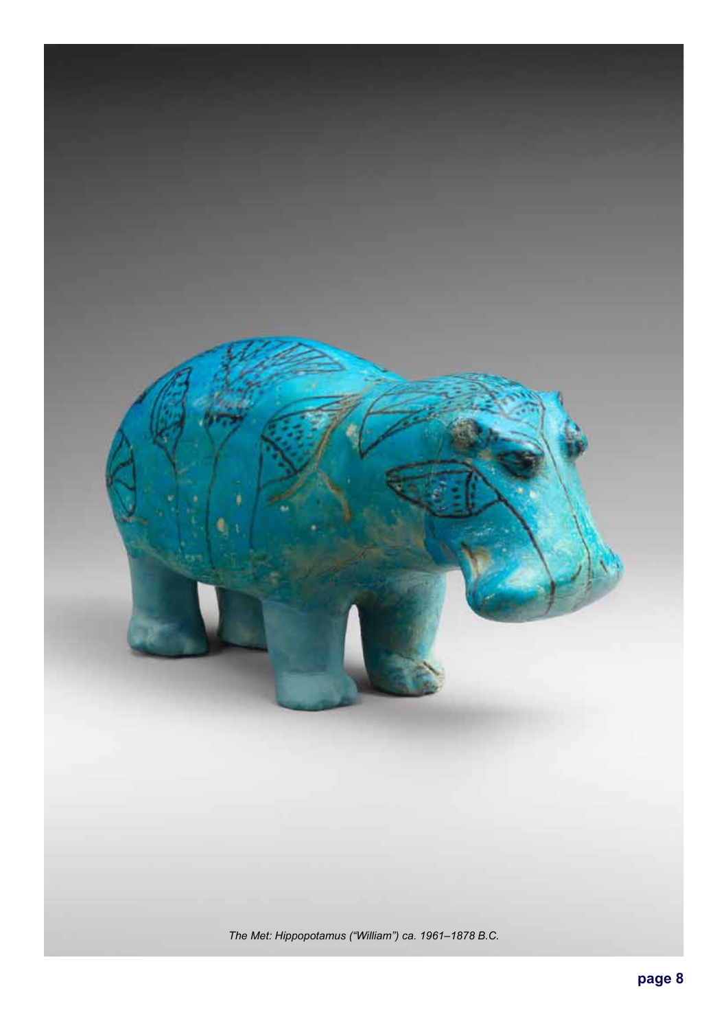*The Met: Hippopotamus (“William”) ca. 1961–1878 B.C.*